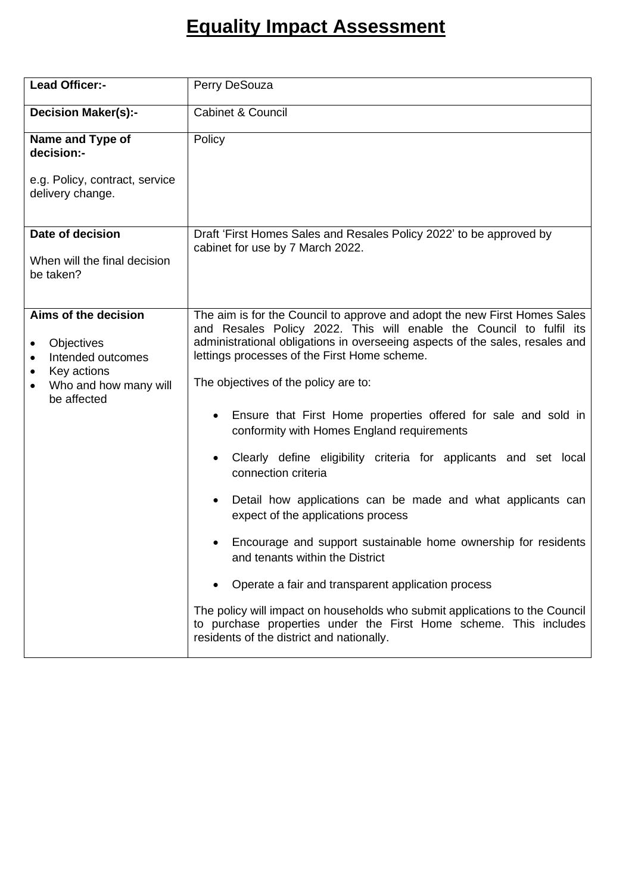# Equality Impact Assessment

| | |
|---|---|
| **Lead Officer:-** | Perry DeSouza |
| **Decision Maker(s):-** | Cabinet & Council |
| **Name and Type of decision:-**<br><br>e.g. Policy, contract, service delivery change. | Policy |
| **Date of decision**<br><br>When will the final decision be taken? | Draft 'First Homes Sales and Resales Policy 2022' to be approved by cabinet for use by 7 March 2022. |
| **Aims of the decision**<br><br>• Objectives<br>• Intended outcomes<br>• Key actions<br>• Who and how many will be affected | The aim is for the Council to approve and adopt the new First Homes Sales and Resales Policy 2022. This will enable the Council to fulfil its administrational obligations in overseeing aspects of the sales, resales and lettings processes of the First Home scheme.<br><br>The objectives of the policy are to:<br><br>• Ensure that First Home properties offered for sale and sold in conformity with Homes England requirements<br><br>• Clearly define eligibility criteria for applicants and set local connection criteria<br><br>• Detail how applications can be made and what applicants can expect of the applications process<br><br>• Encourage and support sustainable home ownership for residents and tenants within the District<br><br>• Operate a fair and transparent application process<br><br>The policy will impact on households who submit applications to the Council to purchase properties under the First Home scheme. This includes residents of the district and nationally. |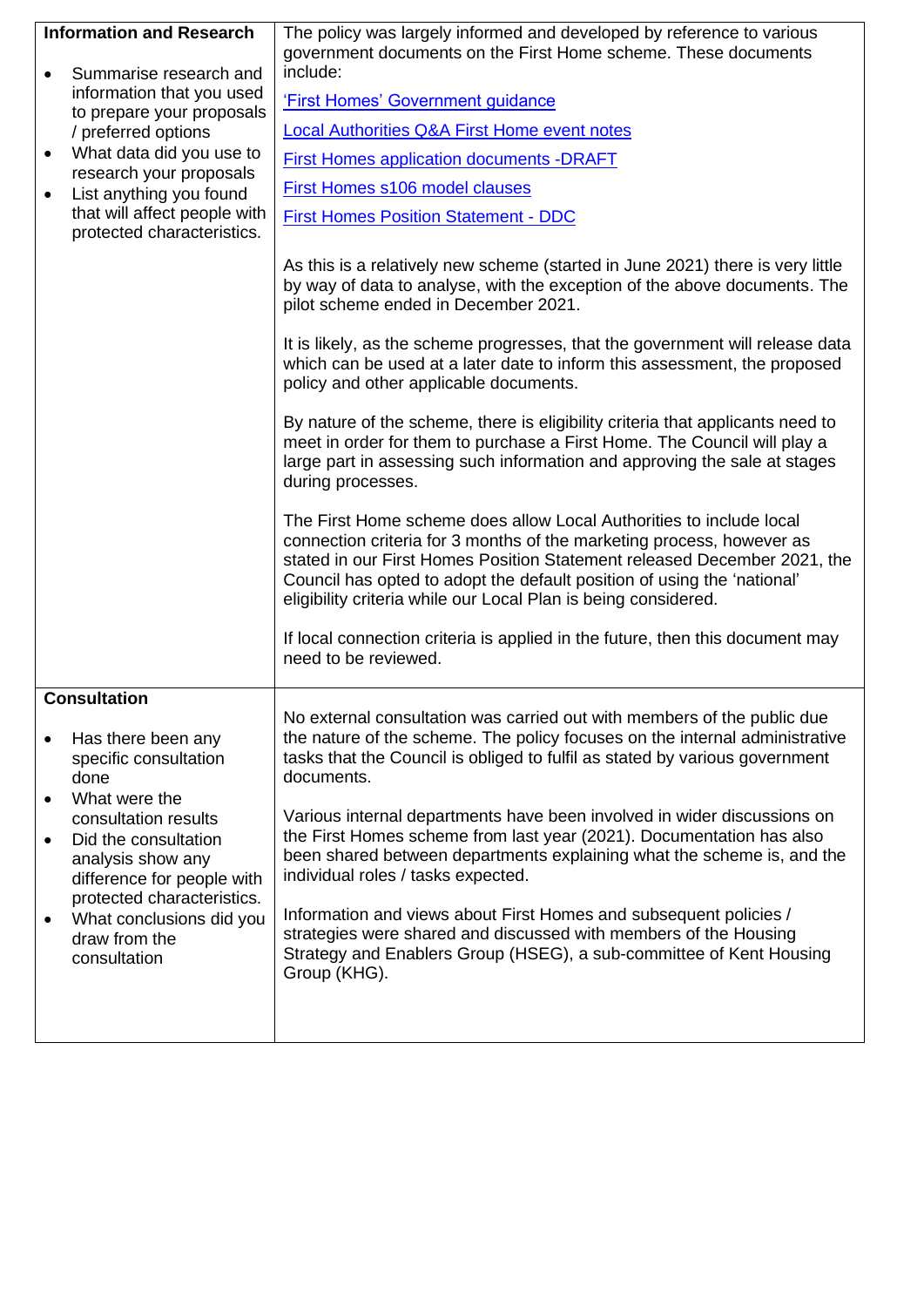| | |
|---|---|
| **Information and Research**<br><br>• Summarise research and information that you used to prepare your proposals / preferred options<br>• What data did you use to research your proposals<br>• List anything you found that will affect people with protected characteristics. | The policy was largely informed and developed by reference to various government documents on the First Home scheme. These documents include:<br><br>'First Homes' Government guidance<br><br>Local Authorities Q&A First Home event notes<br><br>First Homes application documents -DRAFT<br><br>First Homes s106 model clauses<br><br>First Homes Position Statement - DDC<br><br>As this is a relatively new scheme (started in June 2021) there is very little by way of data to analyse, with the exception of the above documents. The pilot scheme ended in December 2021.<br><br>It is likely, as the scheme progresses, that the government will release data which can be used at a later date to inform this assessment, the proposed policy and other applicable documents.<br><br>By nature of the scheme, there is eligibility criteria that applicants need to meet in order for them to purchase a First Home. The Council will play a large part in assessing such information and approving the sale at stages during processes.<br><br>The First Home scheme does allow Local Authorities to include local connection criteria for 3 months of the marketing process, however as stated in our First Homes Position Statement released December 2021, the Council has opted to adopt the default position of using the 'national' eligibility criteria while our Local Plan is being considered.<br><br>If local connection criteria is applied in the future, then this document may need to be reviewed. |
| **Consultation**<br><br>• Has there been any specific consultation done<br>• What were the consultation results<br>• Did the consultation analysis show any difference for people with protected characteristics.<br>• What conclusions did you draw from the consultation | No external consultation was carried out with members of the public due the nature of the scheme. The policy focuses on the internal administrative tasks that the Council is obliged to fulfil as stated by various government documents.<br><br>Various internal departments have been involved in wider discussions on the First Homes scheme from last year (2021). Documentation has also been shared between departments explaining what the scheme is, and the individual roles / tasks expected.<br><br>Information and views about First Homes and subsequent policies / strategies were shared and discussed with members of the Housing Strategy and Enablers Group (HSEG), a sub-committee of Kent Housing Group (KHG). |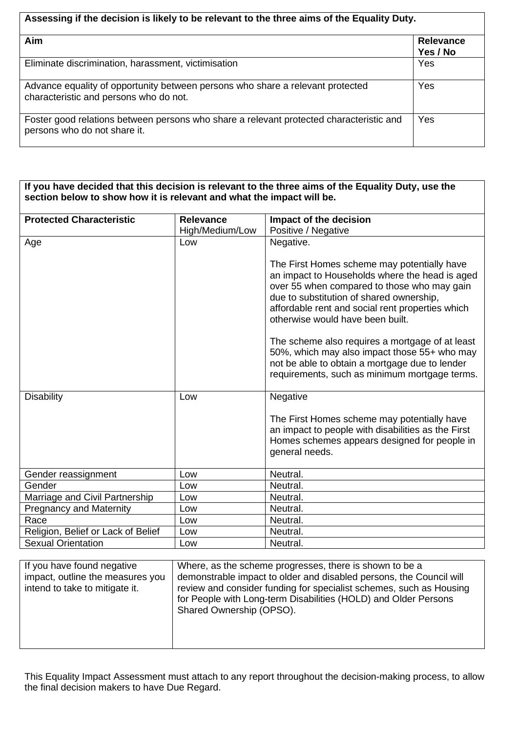| Assessing if the decision is likely to be relevant to the three aims of the Equality Duty. | |
|---|---|
| **Aim** | **Relevance Yes / No** |
| Eliminate discrimination, harassment, victimisation | Yes |
| Advance equality of opportunity between persons who share a relevant protected characteristic and persons who do not. | Yes |
| Foster good relations between persons who share a relevant protected characteristic and persons who do not share it. | Yes |

| If you have decided that this decision is relevant to the three aims of the Equality Duty, use the section below to show how it is relevant and what the impact will be. | | |
|---|---|---|
| **Protected Characteristic** | **Relevance** High/Medium/Low | **Impact of the decision** Positive / Negative |
| Age | Low | Negative.<br><br>The First Homes scheme may potentially have an impact to Households where the head is aged over 55 when compared to those who may gain due to substitution of shared ownership, affordable rent and social rent properties which otherwise would have been built.<br><br>The scheme also requires a mortgage of at least 50%, which may also impact those 55+ who may not be able to obtain a mortgage due to lender requirements, such as minimum mortgage terms. |
| Disability | Low | Negative<br><br>The First Homes scheme may potentially have an impact to people with disabilities as the First Homes schemes appears designed for people in general needs. |
| Gender reassignment | Low | Neutral. |
| Gender | Low | Neutral. |
| Marriage and Civil Partnership | Low | Neutral. |
| Pregnancy and Maternity | Low | Neutral. |
| Race | Low | Neutral. |
| Religion, Belief or Lack of Belief | Low | Neutral. |
| Sexual Orientation | Low | Neutral. |

| | |
|---|---|
| If you have found negative impact, outline the measures you intend to take to mitigate it. | Where, as the scheme progresses, there is shown to be a demonstrable impact to older and disabled persons, the Council will review and consider funding for specialist schemes, such as Housing for People with Long-term Disabilities (HOLD) and Older Persons Shared Ownership (OPSO). |

This Equality Impact Assessment must attach to any report throughout the decision-making process, to allow the final decision makers to have Due Regard.